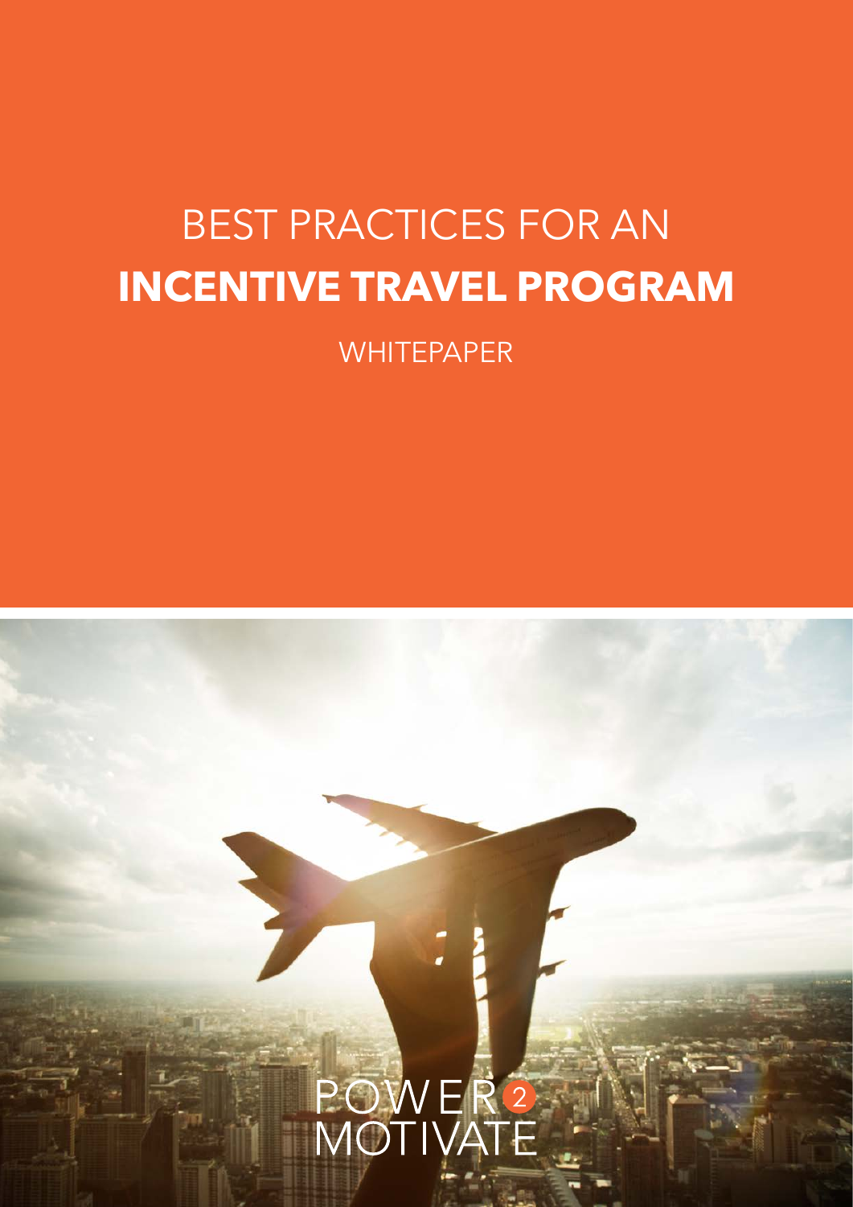# BEST PRACTICES FOR AN **INCENTIVE TRAVEL PROGRAM**

WHITEPAPER

POWER 2 MOTIVATE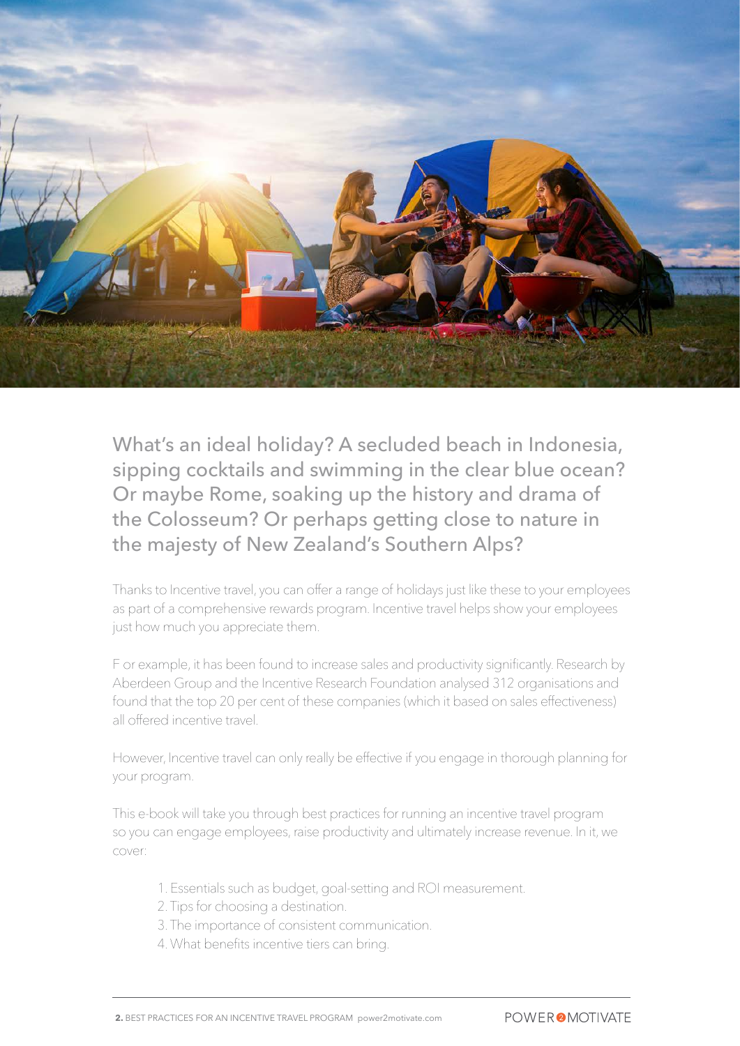## What's an ideal holiday? A secluded beach in Indonesia, sipping cocktails and swimming in the clear blue ocean? Or maybe Rome, soaking up the history and drama of the Colosseum? Or perhaps getting close to nature in the majesty of New Zealand's Southern Alps?

Thanks to Incentive travel, you can offer a range of holidays just like these to your employees as part of a comprehensive rewards program. Incentive travel helps show your employees just how much you appreciate them.

F or example, it has been found to increase sales and productivity significantly. Research by Aberdeen Group and the Incentive Research Foundation analysed 312 organisations and found that the top 20 per cent of these companies (which it based on sales effectiveness) all offered incentive travel.

However, Incentive travel can only really be effective if you engage in thorough planning for your program.

This e-book will take you through best practices for running an incentive travel program so you can engage employees, raise productivity and ultimately increase revenue. In it, we cover:

1. Essentials such as budget, goal-setting and ROI measurement.
2. Tips for choosing a destination.
3. The importance of consistent communication.
4. What benefits incentive tiers can bring.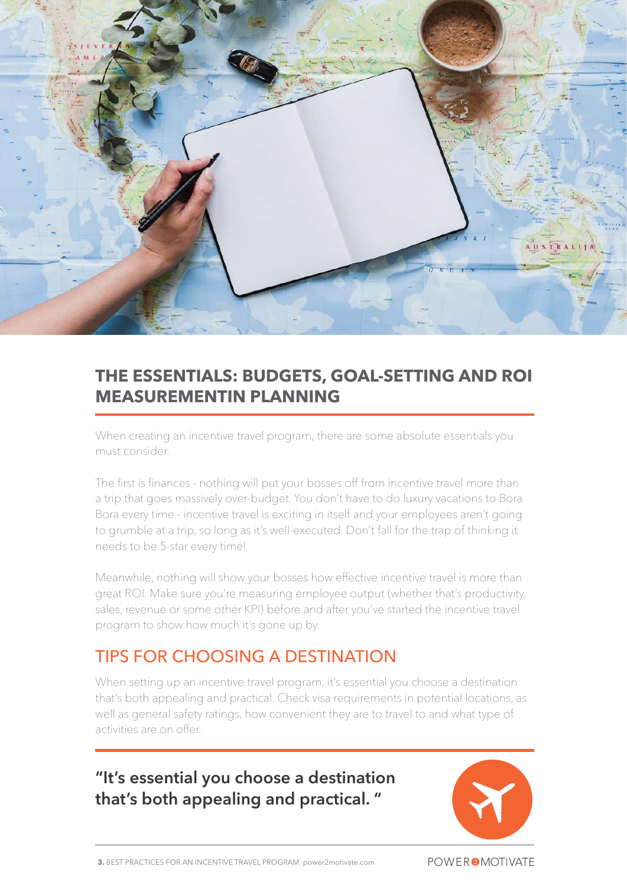## THE ESSENTIALS: BUDGETS, GOAL-SETTING AND ROI MEASUREMENTIN PLANNING

When creating an incentive travel program, there are some absolute essentials you must consider.

The first is finances - nothing will put your bosses off from incentive travel more than a trip that goes massively over-budget. You don't have to do luxury vacations to Bora Bora every time - incentive travel is exciting in itself and your employees aren't going to grumble at a trip, so long as it's well-executed. Don't fall for the trap of thinking it needs to be 5-star every time!

Meanwhile, nothing will show your bosses how effective incentive travel is more than great ROI. Make sure you're measuring employee output (whether that's productivity, sales, revenue or some other KPI) before and after you've started the incentive travel program to show how much it's gone up by.

## TIPS FOR CHOOSING A DESTINATION

When setting up an incentive travel program, it's essential you choose a destination that's both appealing and practical. Check visa requirements in potential locations, as well as general safety ratings, how convenient they are to travel to and what type of activities are on offer.

**"It's essential you choose a destination that's both appealing and practical. "**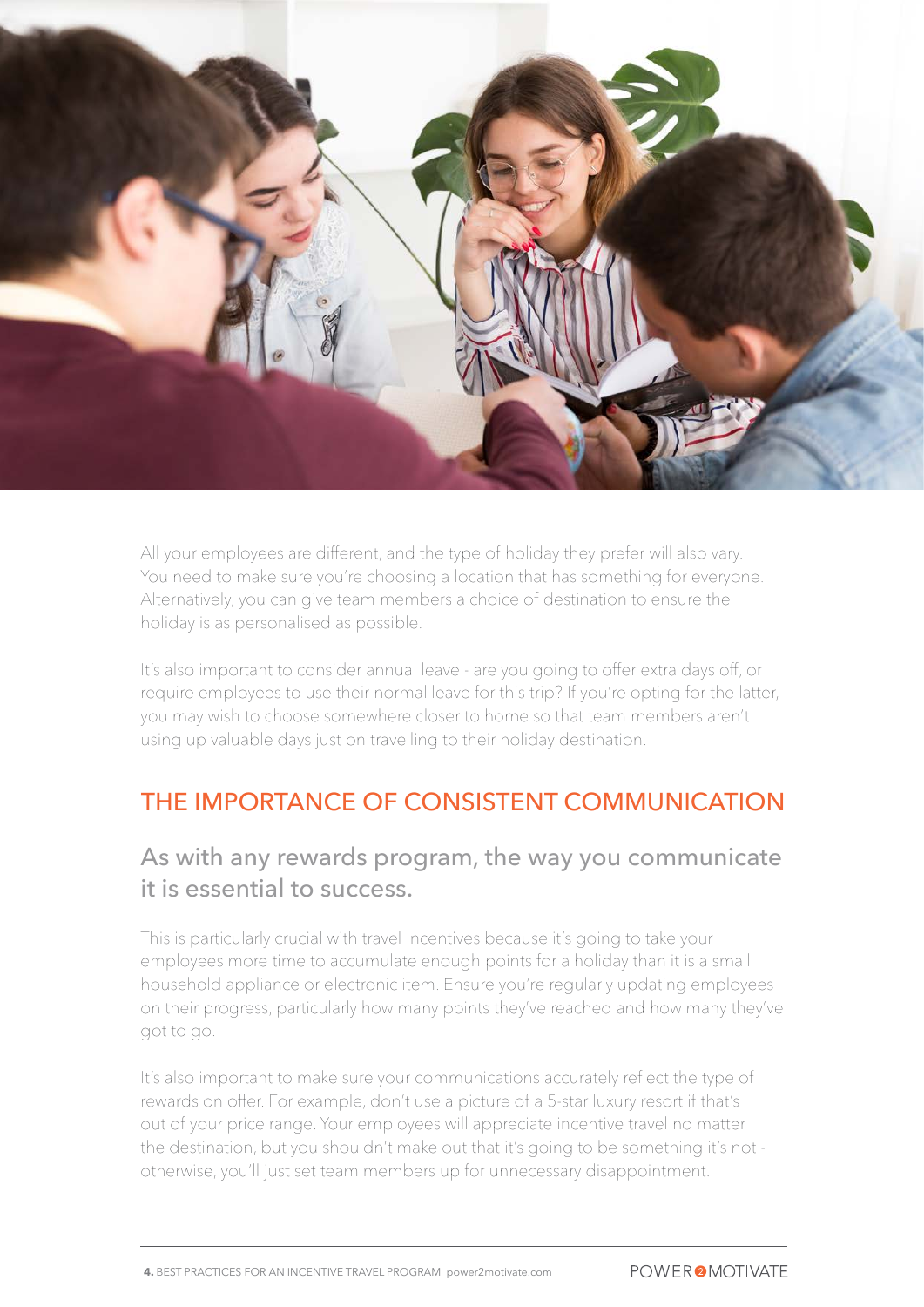All your employees are different, and the type of holiday they prefer will also vary. You need to make sure you're choosing a location that has something for everyone. Alternatively, you can give team members a choice of destination to ensure the holiday is as personalised as possible.

It's also important to consider annual leave - are you going to offer extra days off, or require employees to use their normal leave for this trip? If you're opting for the latter, you may wish to choose somewhere closer to home so that team members aren't using up valuable days just on travelling to their holiday destination.

## THE IMPORTANCE OF CONSISTENT COMMUNICATION

### As with any rewards program, the way you communicate it is essential to success.

This is particularly crucial with travel incentives because it's going to take your employees more time to accumulate enough points for a holiday than it is a small household appliance or electronic item. Ensure you're regularly updating employees on their progress, particularly how many points they've reached and how many they've got to go.

It's also important to make sure your communications accurately reflect the type of rewards on offer. For example, don't use a picture of a 5-star luxury resort if that's out of your price range. Your employees will appreciate incentive travel no matter the destination, but you shouldn't make out that it's going to be something it's not - otherwise, you'll just set team members up for unnecessary disappointment.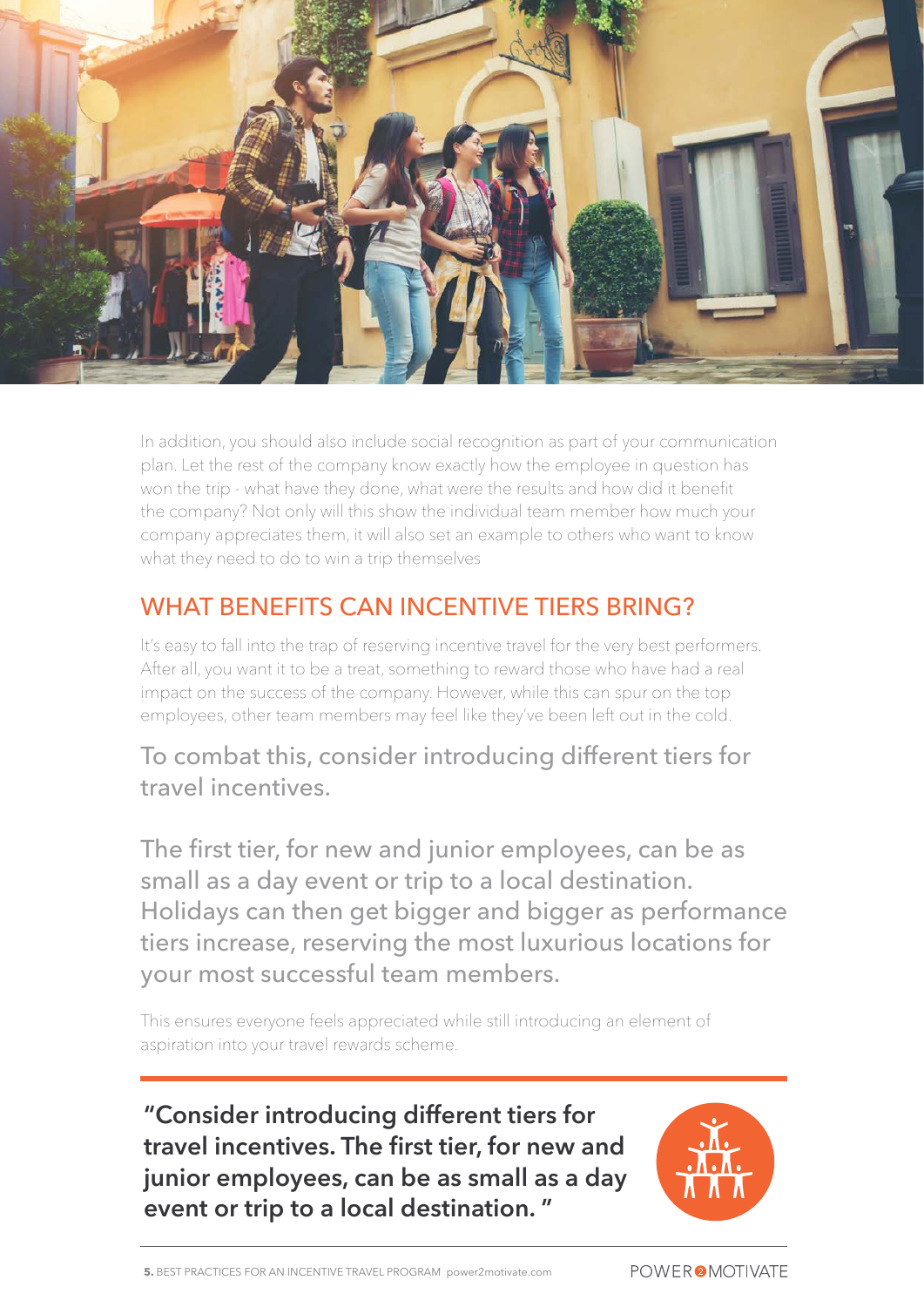In addition, you should also include social recognition as part of your communication plan. Let the rest of the company know exactly how the employee in question has won the trip - what have they done, what were the results and how did it benefit the company? Not only will this show the individual team member how much your company appreciates them, it will also set an example to others who want to know what they need to do to win a trip themselves

## WHAT BENEFITS CAN INCENTIVE TIERS BRING?

It's easy to fall into the trap of reserving incentive travel for the very best performers. After all, you want it to be a treat, something to reward those who have had a real impact on the success of the company. However, while this can spur on the top employees, other team members may feel like they've been left out in the cold.

To combat this, consider introducing different tiers for travel incentives.

The first tier, for new and junior employees, can be as small as a day event or trip to a local destination. Holidays can then get bigger and bigger as performance tiers increase, reserving the most luxurious locations for your most successful team members.

This ensures everyone feels appreciated while still introducing an element of aspiration into your travel rewards scheme.

**"Consider introducing different tiers for travel incentives. The first tier, for new and junior employees, can be as small as a day event or trip to a local destination. "**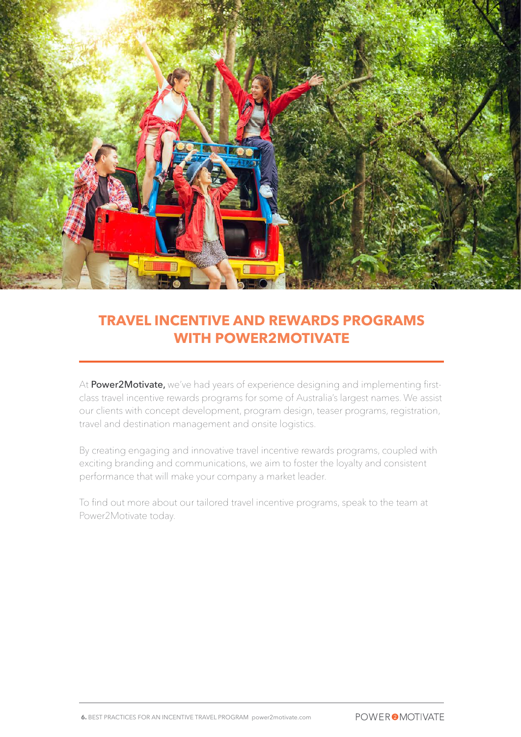## TRAVEL INCENTIVE AND REWARDS PROGRAMS WITH POWER2MOTIVATE

At **Power2Motivate,** we've had years of experience designing and implementing first-class travel incentive rewards programs for some of Australia's largest names. We assist our clients with concept development, program design, teaser programs, registration, travel and destination management and onsite logistics.

By creating engaging and innovative travel incentive rewards programs, coupled with exciting branding and communications, we aim to foster the loyalty and consistent performance that will make your company a market leader.

To find out more about our tailored travel incentive programs, speak to the team at Power2Motivate today.